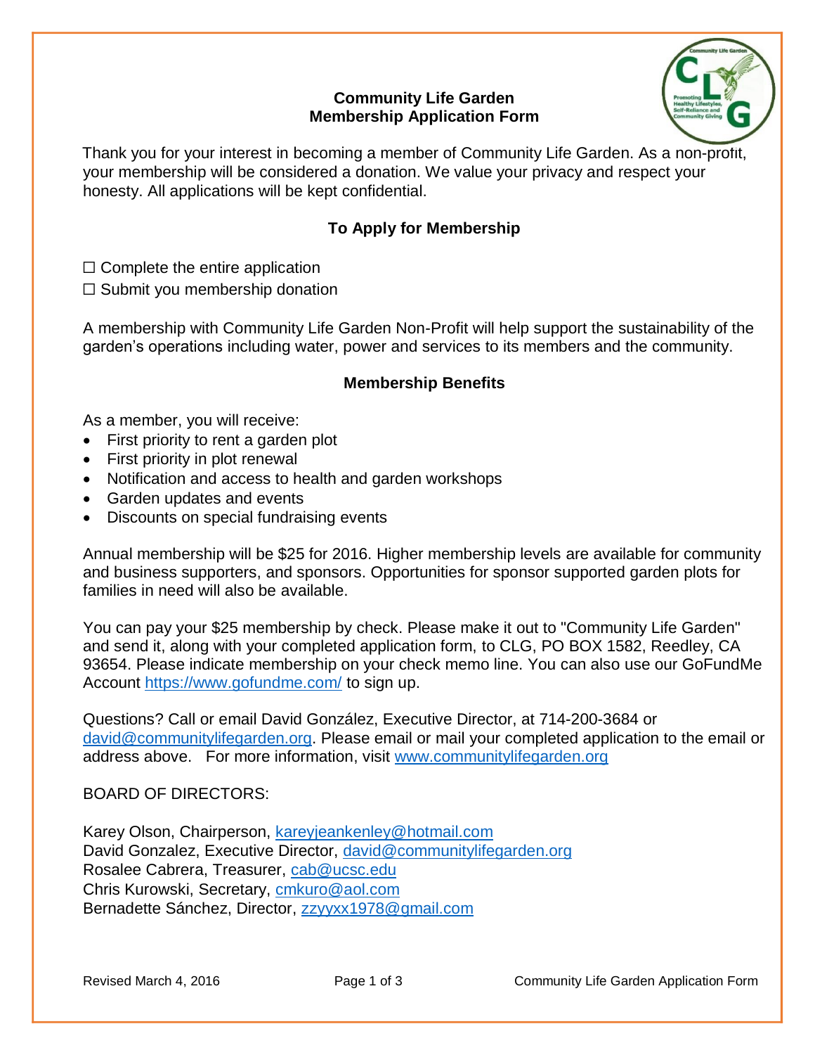# Community Life Garden
## Membership Application Form

Thank you for your interest in becoming a member of Community Life Garden. As a non-profit, your membership will be considered a donation. We value your privacy and respect your honesty. All applications will be kept confidential.

### To Apply for Membership

☐ Complete the entire application

☐ Submit you membership donation

A membership with Community Life Garden Non-Profit will help support the sustainability of the garden's operations including water, power and services to its members and the community.

### Membership Benefits

As a member, you will receive:

- First priority to rent a garden plot
- First priority in plot renewal
- Notification and access to health and garden workshops
- Garden updates and events
- Discounts on special fundraising events

Annual membership will be $25 for 2016. Higher membership levels are available for community and business supporters, and sponsors. Opportunities for sponsor supported garden plots for families in need will also be available.

You can pay your $25 membership by check. Please make it out to "Community Life Garden" and send it, along with your completed application form, to CLG, PO BOX 1582, Reedley, CA 93654. Please indicate membership on your check memo line. You can also use our GoFundMe Account https://www.gofundme.com/ to sign up.

Questions? Call or email David González, Executive Director, at 714-200-3684 or david@communitylifegarden.org. Please email or mail your completed application to the email or address above. For more information, visit www.communitylifegarden.org

BOARD OF DIRECTORS:

Karey Olson, Chairperson, kareyjeankenley@hotmail.com
David Gonzalez, Executive Director, david@communitylifegarden.org
Rosalee Cabrera, Treasurer, cab@ucsc.edu
Chris Kurowski, Secretary, cmkuro@aol.com
Bernadette Sánchez, Director, zzyyxx1978@gmail.com

Revised March 4, 2016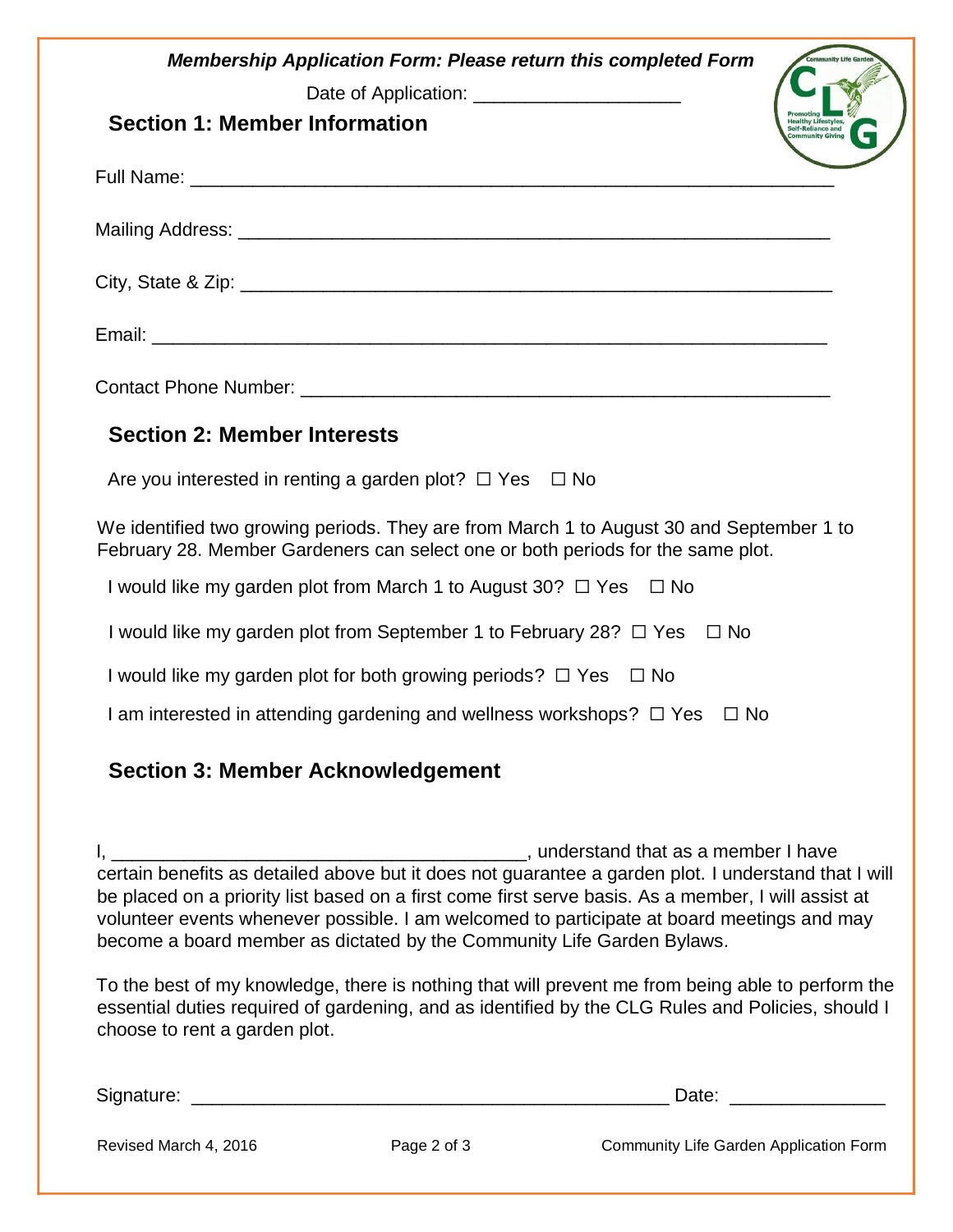***Membership Application Form: Please return this completed Form***

Date of Application: ____________________

## Section 1: Member Information

Full Name: ____________________________________________________________

Mailing Address: _______________________________________________________

City, State & Zip: _______________________________________________________

Email: ________________________________________________________________

Contact Phone Number: __________________________________________________

## Section 2: Member Interests

Are you interested in renting a garden plot? ☐ Yes ☐ No

We identified two growing periods. They are from March 1 to August 30 and September 1 to February 28. Member Gardeners can select one or both periods for the same plot.

I would like my garden plot from March 1 to August 30? ☐ Yes ☐ No

I would like my garden plot from September 1 to February 28? ☐ Yes ☐ No

I would like my garden plot for both growing periods? ☐ Yes ☐ No

I am interested in attending gardening and wellness workshops? ☐ Yes ☐ No

## Section 3: Member Acknowledgement

I, ________________________________________, understand that as a member I have certain benefits as detailed above but it does not guarantee a garden plot. I understand that I will be placed on a priority list based on a first come first serve basis. As a member, I will assist at volunteer events whenever possible. I am welcomed to participate at board meetings and may become a board member as dictated by the Community Life Garden Bylaws.

To the best of my knowledge, there is nothing that will prevent me from being able to perform the essential duties required of gardening, and as identified by the CLG Rules and Policies, should I choose to rent a garden plot.

Signature: ______________________________________________ Date: _______________

Revised March 4, 2016 Community Life Garden Application Form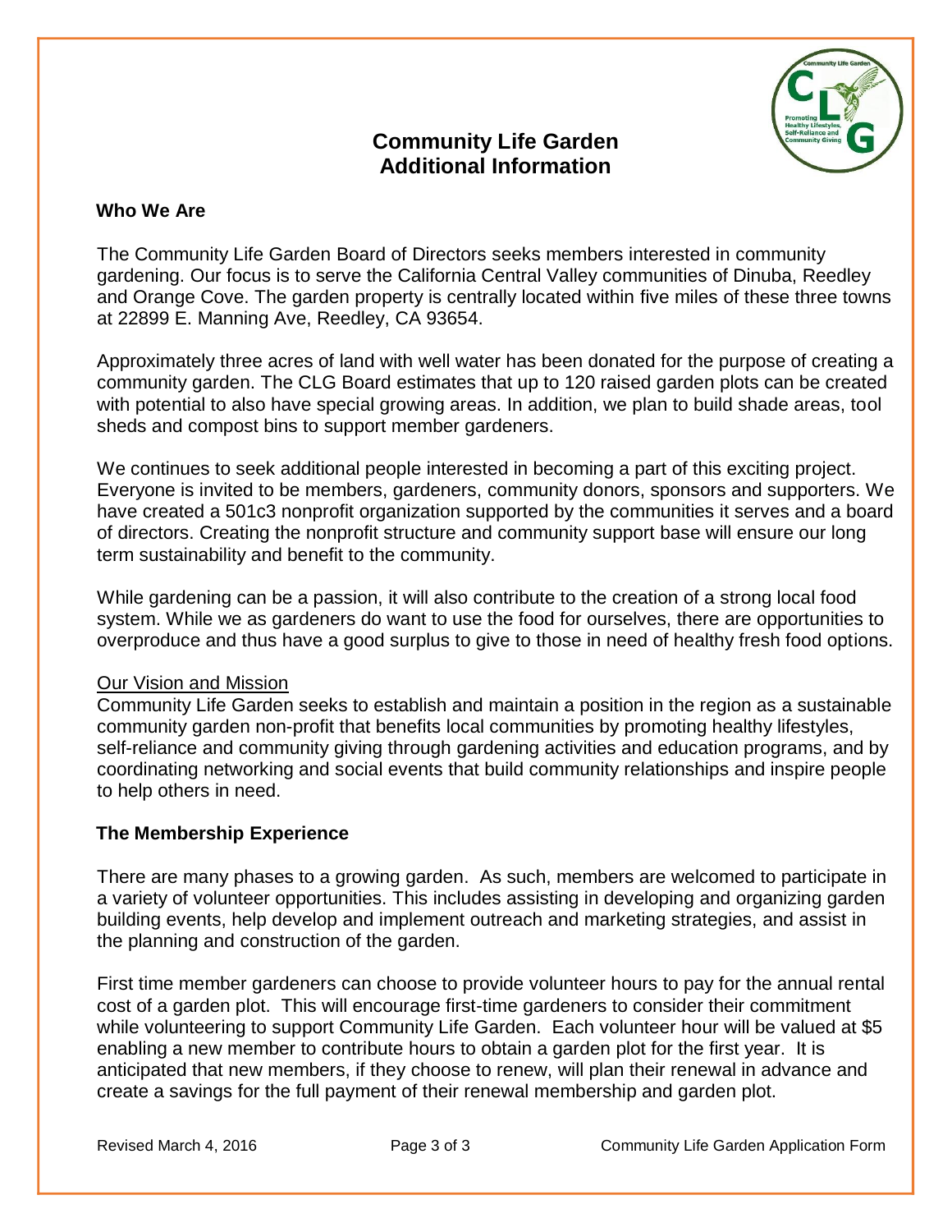# Community Life Garden
# Additional Information

## Who We Are

The Community Life Garden Board of Directors seeks members interested in community gardening. Our focus is to serve the California Central Valley communities of Dinuba, Reedley and Orange Cove. The garden property is centrally located within five miles of these three towns at 22899 E. Manning Ave, Reedley, CA 93654.

Approximately three acres of land with well water has been donated for the purpose of creating a community garden. The CLG Board estimates that up to 120 raised garden plots can be created with potential to also have special growing areas. In addition, we plan to build shade areas, tool sheds and compost bins to support member gardeners.

We continues to seek additional people interested in becoming a part of this exciting project. Everyone is invited to be members, gardeners, community donors, sponsors and supporters. We have created a 501c3 nonprofit organization supported by the communities it serves and a board of directors. Creating the nonprofit structure and community support base will ensure our long term sustainability and benefit to the community.

While gardening can be a passion, it will also contribute to the creation of a strong local food system. While we as gardeners do want to use the food for ourselves, there are opportunities to overproduce and thus have a good surplus to give to those in need of healthy fresh food options.

### Our Vision and Mission

Community Life Garden seeks to establish and maintain a position in the region as a sustainable community garden non-profit that benefits local communities by promoting healthy lifestyles, self-reliance and community giving through gardening activities and education programs, and by coordinating networking and social events that build community relationships and inspire people to help others in need.

## The Membership Experience

There are many phases to a growing garden. As such, members are welcomed to participate in a variety of volunteer opportunities. This includes assisting in developing and organizing garden building events, help develop and implement outreach and marketing strategies, and assist in the planning and construction of the garden.

First time member gardeners can choose to provide volunteer hours to pay for the annual rental cost of a garden plot. This will encourage first-time gardeners to consider their commitment while volunteering to support Community Life Garden. Each volunteer hour will be valued at $5 enabling a new member to contribute hours to obtain a garden plot for the first year. It is anticipated that new members, if they choose to renew, will plan their renewal in advance and create a savings for the full payment of their renewal membership and garden plot.